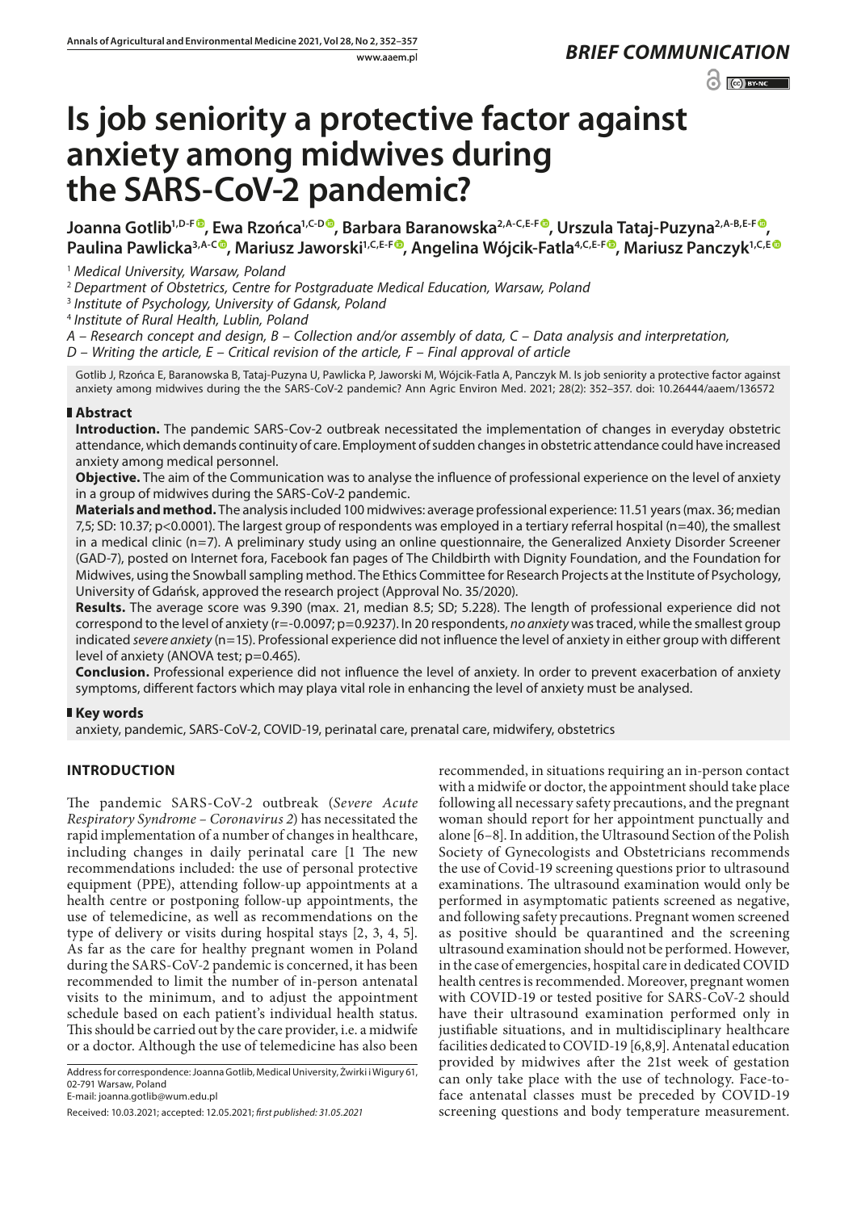*BRIEF COMMUNICATION*

# Is job seniority a protective factor against anxiety among midwives during the SARS-CoV-2 pandemic?

**Joanna Gotlib[1,D-F], Ewa Rzońca[1,C-D], Barbara Baranowska[2,A-C,E-F], Urszula Tataj-Puzyna[2,A-B,E-F], Paulina Pawlicka[3,A-C], Mariusz Jaworski[1,C,E-F], Angelina Wójcik-Fatla[4,C,E-F], Mariusz Panczyk[1,C,E]**

[1] *Medical University, Warsaw, Poland*

[2] *Department of Obstetrics, Centre for Postgraduate Medical Education, Warsaw, Poland*

[3] *Institute of Psychology, University of Gdansk, Poland*

[4] *Institute of Rural Health, Lublin, Poland*

*A – Research concept and design, B – Collection and/or assembly of data, C – Data analysis and interpretation, D – Writing the article, E – Critical revision of the article, F – Final approval of article*

Gotlib J, Rzońca E, Baranowska B, Tataj-Puzyna U, Pawlicka P, Jaworski M, Wójcik-Fatla A, Panczyk M. Is job seniority a protective factor against anxiety among midwives during the the SARS-CoV-2 pandemic? Ann Agric Environ Med. 2021; 28(2): 352–357. doi: 10.26444/aaem/136572

## Abstract

**Introduction.** The pandemic SARS-Cov-2 outbreak necessitated the implementation of changes in everyday obstetric attendance, which demands continuity of care. Employment of sudden changes in obstetric attendance could have increased anxiety among medical personnel.

**Objective.** The aim of the Communication was to analyse the influence of professional experience on the level of anxiety in a group of midwives during the SARS-CoV-2 pandemic.

**Materials and method.** The analysis included 100 midwives: average professional experience: 11.51 years (max. 36; median 7,5; SD: 10.37; p<0.0001). The largest group of respondents was employed in a tertiary referral hospital (n=40), the smallest in a medical clinic (n=7). A preliminary study using an online questionnaire, the Generalized Anxiety Disorder Screener (GAD-7), posted on Internet fora, Facebook fan pages of The Childbirth with Dignity Foundation, and the Foundation for Midwives, using the Snowball sampling method. The Ethics Committee for Research Projects at the Institute of Psychology, University of Gdańsk, approved the research project (Approval No. 35/2020).

**Results.** The average score was 9.390 (max. 21, median 8.5; SD; 5.228). The length of professional experience did not correspond to the level of anxiety (r=-0.0097; p=0.9237). In 20 respondents, *no anxiety* was traced, while the smallest group indicated *severe anxiety* (n=15). Professional experience did not influence the level of anxiety in either group with different level of anxiety (ANOVA test; p=0.465).

**Conclusion.** Professional experience did not influence the level of anxiety. In order to prevent exacerbation of anxiety symptoms, different factors which may playa vital role in enhancing the level of anxiety must be analysed.

## Key words

anxiety, pandemic, SARS-CoV-2, COVID-19, perinatal care, prenatal care, midwifery, obstetrics

## INTRODUCTION

The pandemic SARS-CoV-2 outbreak (*Severe Acute Respiratory Syndrome – Coronavirus 2*) has necessitated the rapid implementation of a number of changes in healthcare, including changes in daily perinatal care [1 The new recommendations included: the use of personal protective equipment (PPE), attending follow-up appointments at a health centre or postponing follow-up appointments, the use of telemedicine, as well as recommendations on the type of delivery or visits during hospital stays [2, 3, 4, 5]. As far as the care for healthy pregnant women in Poland during the SARS-CoV-2 pandemic is concerned, it has been recommended to limit the number of in-person antenatal visits to the minimum, and to adjust the appointment schedule based on each patient's individual health status. This should be carried out by the care provider, i.e. a midwife or a doctor. Although the use of telemedicine has also been recommended, in situations requiring an in-person contact with a midwife or doctor, the appointment should take place following all necessary safety precautions, and the pregnant woman should report for her appointment punctually and alone [6–8]. In addition, the Ultrasound Section of the Polish Society of Gynecologists and Obstetricians recommends the use of Covid-19 screening questions prior to ultrasound examinations. The ultrasound examination would only be performed in asymptomatic patients screened as negative, and following safety precautions. Pregnant women screened as positive should be quarantined and the screening ultrasound examination should not be performed. However, in the case of emergencies, hospital care in dedicated COVID health centres is recommended. Moreover, pregnant women with COVID-19 or tested positive for SARS-CoV-2 should have their ultrasound examination performed only in justifiable situations, and in multidisciplinary healthcare facilities dedicated to COVID-19 [6,8,9]. Antenatal education provided by midwives after the 21st week of gestation can only take place with the use of technology. Face-to-face antenatal classes must be preceded by COVID-19 screening questions and body temperature measurement.

Address for correspondence: Joanna Gotlib, Medical University, Żwirki i Wigury 61, 02-791 Warsaw, Poland
E-mail: joanna.gotlib@wum.edu.pl

Received: 10.03.2021; accepted: 12.05.2021; *first published: 31.05.2021*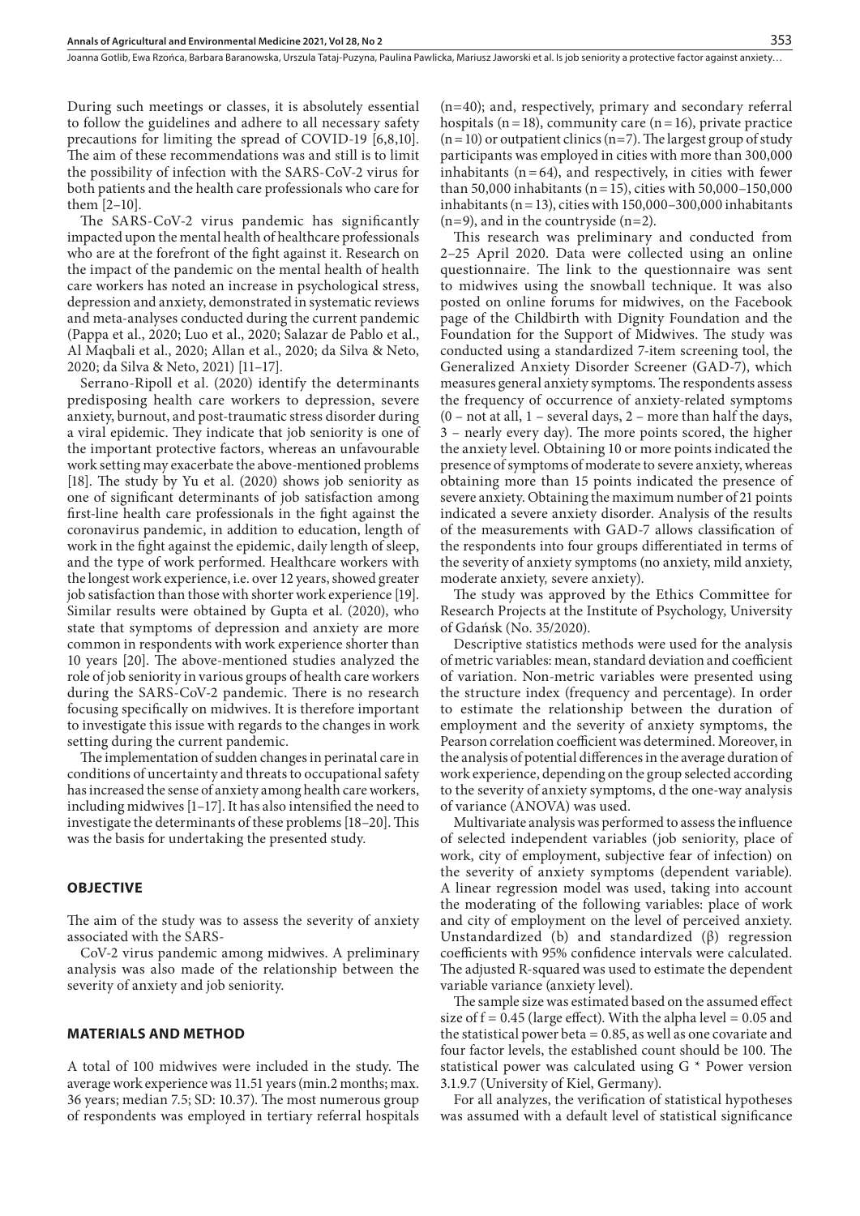During such meetings or classes, it is absolutely essential to follow the guidelines and adhere to all necessary safety precautions for limiting the spread of COVID-19 [6,8,10]. The aim of these recommendations was and still is to limit the possibility of infection with the SARS-CoV-2 virus for both patients and the health care professionals who care for them [2–10].

The SARS-CoV-2 virus pandemic has significantly impacted upon the mental health of healthcare professionals who are at the forefront of the fight against it. Research on the impact of the pandemic on the mental health of health care workers has noted an increase in psychological stress, depression and anxiety, demonstrated in systematic reviews and meta-analyses conducted during the current pandemic (Pappa et al., 2020; Luo et al., 2020; Salazar de Pablo et al., Al Maqbali et al., 2020; Allan et al., 2020; da Silva & Neto, 2020; da Silva & Neto, 2021) [11–17].

Serrano-Ripoll et al. (2020) identify the determinants predisposing health care workers to depression, severe anxiety, burnout, and post-traumatic stress disorder during a viral epidemic. They indicate that job seniority is one of the important protective factors, whereas an unfavourable work setting may exacerbate the above-mentioned problems [18]. The study by Yu et al. (2020) shows job seniority as one of significant determinants of job satisfaction among first-line health care professionals in the fight against the coronavirus pandemic, in addition to education, length of work in the fight against the epidemic, daily length of sleep, and the type of work performed. Healthcare workers with the longest work experience, i.e. over 12 years, showed greater job satisfaction than those with shorter work experience [19]. Similar results were obtained by Gupta et al. (2020), who state that symptoms of depression and anxiety are more common in respondents with work experience shorter than 10 years [20]. The above-mentioned studies analyzed the role of job seniority in various groups of health care workers during the SARS-CoV-2 pandemic. There is no research focusing specifically on midwives. It is therefore important to investigate this issue with regards to the changes in work setting during the current pandemic.

The implementation of sudden changes in perinatal care in conditions of uncertainty and threats to occupational safety has increased the sense of anxiety among health care workers, including midwives [1–17]. It has also intensified the need to investigate the determinants of these problems [18–20]. This was the basis for undertaking the presented study.

## OBJECTIVE

The aim of the study was to assess the severity of anxiety associated with the SARS-CoV-2 virus pandemic among midwives. A preliminary analysis was also made of the relationship between the severity of anxiety and job seniority.

## MATERIALS AND METHOD

A total of 100 midwives were included in the study. The average work experience was 11.51 years (min.2 months; max. 36 years; median 7.5; SD: 10.37). The most numerous group of respondents was employed in tertiary referral hospitals (n=40); and, respectively, primary and secondary referral hospitals (n = 18), community care (n = 16), private practice (n = 10) or outpatient clinics (n=7). The largest group of study participants was employed in cities with more than 300,000 inhabitants (n = 64), and respectively, in cities with fewer than 50,000 inhabitants (n = 15), cities with 50,000–150,000 inhabitants (n = 13), cities with 150,000–300,000 inhabitants (n=9), and in the countryside (n=2).

This research was preliminary and conducted from 2–25 April 2020. Data were collected using an online questionnaire. The link to the questionnaire was sent to midwives using the snowball technique. It was also posted on online forums for midwives, on the Facebook page of the Childbirth with Dignity Foundation and the Foundation for the Support of Midwives. The study was conducted using a standardized 7-item screening tool, the Generalized Anxiety Disorder Screener (GAD-7), which measures general anxiety symptoms. The respondents assess the frequency of occurrence of anxiety-related symptoms (0 – not at all, 1 – several days, 2 – more than half the days, 3 – nearly every day). The more points scored, the higher the anxiety level. Obtaining 10 or more points indicated the presence of symptoms of moderate to severe anxiety, whereas obtaining more than 15 points indicated the presence of severe anxiety. Obtaining the maximum number of 21 points indicated a severe anxiety disorder. Analysis of the results of the measurements with GAD-7 allows classification of the respondents into four groups differentiated in terms of the severity of anxiety symptoms (no anxiety, mild anxiety, moderate anxiety, severe anxiety).

The study was approved by the Ethics Committee for Research Projects at the Institute of Psychology, University of Gdańsk (No. 35/2020).

Descriptive statistics methods were used for the analysis of metric variables: mean, standard deviation and coefficient of variation. Non-metric variables were presented using the structure index (frequency and percentage). In order to estimate the relationship between the duration of employment and the severity of anxiety symptoms, the Pearson correlation coefficient was determined. Moreover, in the analysis of potential differences in the average duration of work experience, depending on the group selected according to the severity of anxiety symptoms, d the one-way analysis of variance (ANOVA) was used.

Multivariate analysis was performed to assess the influence of selected independent variables (job seniority, place of work, city of employment, subjective fear of infection) on the severity of anxiety symptoms (dependent variable). A linear regression model was used, taking into account the moderating of the following variables: place of work and city of employment on the level of perceived anxiety. Unstandardized (b) and standardized (β) regression coefficients with 95% confidence intervals were calculated. The adjusted R-squared was used to estimate the dependent variable variance (anxiety level).

The sample size was estimated based on the assumed effect size of $f = 0.45$ (large effect). With the alpha level = 0.05 and the statistical power beta = 0.85, as well as one covariate and four factor levels, the established count should be 100. The statistical power was calculated using G * Power version 3.1.9.7 (University of Kiel, Germany).

For all analyzes, the verification of statistical hypotheses was assumed with a default level of statistical significance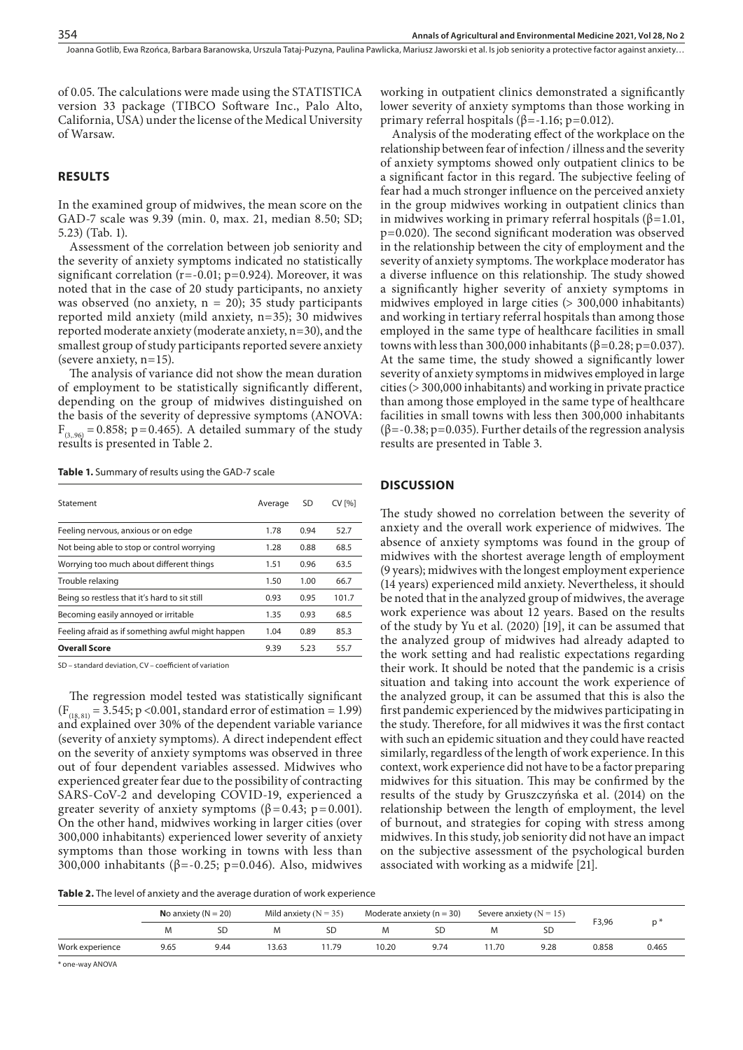of 0.05. The calculations were made using the STATISTICA version 33 package (TIBCO Software Inc., Palo Alto, California, USA) under the license of the Medical University of Warsaw.

## RESULTS

In the examined group of midwives, the mean score on the GAD-7 scale was 9.39 (min. 0, max. 21, median 8.50; SD; 5.23) (Tab. 1).

Assessment of the correlation between job seniority and the severity of anxiety symptoms indicated no statistically significant correlation (r=-0.01; p=0.924). Moreover, it was noted that in the case of 20 study participants, no anxiety was observed (no anxiety, n = 20); 35 study participants reported mild anxiety (mild anxiety, n=35); 30 midwives reported moderate anxiety (moderate anxiety, n=30), and the smallest group of study participants reported severe anxiety (severe anxiety, n=15).

The analysis of variance did not show the mean duration of employment to be statistically significantly different, depending on the group of midwives distinguished on the basis of the severity of depressive symptoms (ANOVA: $F_{(3,.96)} = 0.858$; p=0.465). A detailed summary of the study results is presented in Table 2.

**Table 1.** Summary of results using the GAD-7 scale

| Statement | Average | SD | CV [%] |
|---|---|---|---|
| Feeling nervous, anxious or on edge | 1.78 | 0.94 | 52.7 |
| Not being able to stop or control worrying | 1.28 | 0.88 | 68.5 |
| Worrying too much about different things | 1.51 | 0.96 | 63.5 |
| Trouble relaxing | 1.50 | 1.00 | 66.7 |
| Being so restless that it's hard to sit still | 0.93 | 0.95 | 101.7 |
| Becoming easily annoyed or irritable | 1.35 | 0.93 | 68.5 |
| Feeling afraid as if something awful might happen | 1.04 | 0.89 | 85.3 |
| **Overall Score** | 9.39 | 5.23 | 55.7 |

SD – standard deviation, CV – coefficient of variation

The regression model tested was statistically significant ($F_{(18,81)} = 3.545$; p <0.001, standard error of estimation = 1.99) and explained over 30% of the dependent variable variance (severity of anxiety symptoms). A direct independent effect on the severity of anxiety symptoms was observed in three out of four dependent variables assessed. Midwives who experienced greater fear due to the possibility of contracting SARS-CoV-2 and developing COVID-19, experienced a greater severity of anxiety symptoms (β=0.43; p=0.001). On the other hand, midwives working in larger cities (over 300,000 inhabitants) experienced lower severity of anxiety symptoms than those working in towns with less than 300,000 inhabitants (β=-0.25; p=0.046). Also, midwives working in outpatient clinics demonstrated a significantly lower severity of anxiety symptoms than those working in primary referral hospitals (β=-1.16; p=0.012).

Analysis of the moderating effect of the workplace on the relationship between fear of infection / illness and the severity of anxiety symptoms showed only outpatient clinics to be a significant factor in this regard. The subjective feeling of fear had a much stronger influence on the perceived anxiety in the group midwives working in outpatient clinics than in midwives working in primary referral hospitals (β=1.01, p=0.020). The second significant moderation was observed in the relationship between the city of employment and the severity of anxiety symptoms. The workplace moderator has a diverse influence on this relationship. The study showed a significantly higher severity of anxiety symptoms in midwives employed in large cities (> 300,000 inhabitants) and working in tertiary referral hospitals than among those employed in the same type of healthcare facilities in small towns with less than 300,000 inhabitants (β=0.28; p=0.037). At the same time, the study showed a significantly lower severity of anxiety symptoms in midwives employed in large cities (> 300,000 inhabitants) and working in private practice than among those employed in the same type of healthcare facilities in small towns with less then 300,000 inhabitants (β=-0.38; p=0.035). Further details of the regression analysis results are presented in Table 3.

## DISCUSSION

The study showed no correlation between the severity of anxiety and the overall work experience of midwives. The absence of anxiety symptoms was found in the group of midwives with the shortest average length of employment (9 years); midwives with the longest employment experience (14 years) experienced mild anxiety. Nevertheless, it should be noted that in the analyzed group of midwives, the average work experience was about 12 years. Based on the results of the study by Yu et al. (2020) [19], it can be assumed that the analyzed group of midwives had already adapted to the work setting and had realistic expectations regarding their work. It should be noted that the pandemic is a crisis situation and taking into account the work experience of the analyzed group, it can be assumed that this is also the first pandemic experienced by the midwives participating in the study. Therefore, for all midwives it was the first contact with such an epidemic situation and they could have reacted similarly, regardless of the length of work experience. In this context, work experience did not have to be a factor preparing midwives for this situation. This may be confirmed by the results of the study by Gruszczyńska et al. (2014) on the relationship between the length of employment, the level of burnout, and strategies for coping with stress among midwives. In this study, job seniority did not have an impact on the subjective assessment of the psychological burden associated with working as a midwife [21].

**Table 2.** The level of anxiety and the average duration of work experience

| | **N**o anxiety (N = 20) | | Mild anxiety (N = 35) | | Moderate anxiety (n = 30) | | Severe anxiety (N = 15) | | F3,96 | p * |
|---|---|---|---|---|---|---|---|---|---|---|
| | M | SD | M | SD | M | SD | M | SD | | |
| Work experience | 9.65 | 9.44 | 13.63 | 11.79 | 10.20 | 9.74 | 11.70 | 9.28 | 0.858 | 0.465 |

\* one-way ANOVA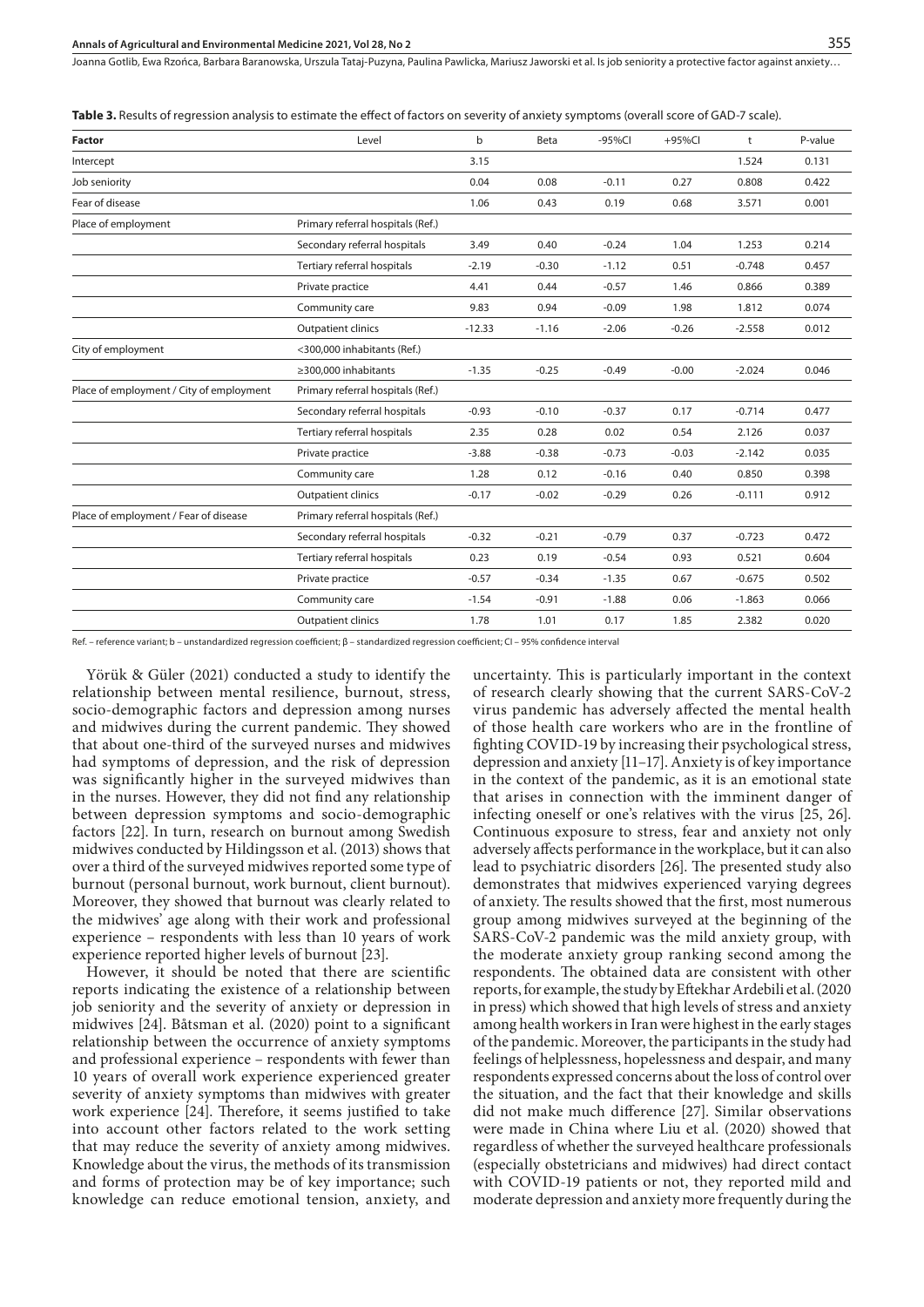**Table 3.** Results of regression analysis to estimate the effect of factors on severity of anxiety symptoms (overall score of GAD-7 scale).

| Factor | Level | b | Beta | -95%CI | +95%CI | t | P-value |
|---|---|---|---|---|---|---|---|
| Intercept | | 3.15 | | | | 1.524 | 0.131 |
| Job seniority | | 0.04 | 0.08 | -0.11 | 0.27 | 0.808 | 0.422 |
| Fear of disease | | 1.06 | 0.43 | 0.19 | 0.68 | 3.571 | 0.001 |
| Place of employment | Primary referral hospitals (Ref.) | | | | | | |
| | Secondary referral hospitals | 3.49 | 0.40 | -0.24 | 1.04 | 1.253 | 0.214 |
| | Tertiary referral hospitals | -2.19 | -0.30 | -1.12 | 0.51 | -0.748 | 0.457 |
| | Private practice | 4.41 | 0.44 | -0.57 | 1.46 | 0.866 | 0.389 |
| | Community care | 9.83 | 0.94 | -0.09 | 1.98 | 1.812 | 0.074 |
| | Outpatient clinics | -12.33 | -1.16 | -2.06 | -0.26 | -2.558 | 0.012 |
| City of employment | <300,000 inhabitants (Ref.) | | | | | | |
| | ≥300,000 inhabitants | -1.35 | -0.25 | -0.49 | -0.00 | -2.024 | 0.046 |
| Place of employment / City of employment | Primary referral hospitals (Ref.) | | | | | | |
| | Secondary referral hospitals | -0.93 | -0.10 | -0.37 | 0.17 | -0.714 | 0.477 |
| | Tertiary referral hospitals | 2.35 | 0.28 | 0.02 | 0.54 | 2.126 | 0.037 |
| | Private practice | -3.88 | -0.38 | -0.73 | -0.03 | -2.142 | 0.035 |
| | Community care | 1.28 | 0.12 | -0.16 | 0.40 | 0.850 | 0.398 |
| | Outpatient clinics | -0.17 | -0.02 | -0.29 | 0.26 | -0.111 | 0.912 |
| Place of employment / Fear of disease | Primary referral hospitals (Ref.) | | | | | | |
| | Secondary referral hospitals | -0.32 | -0.21 | -0.79 | 0.37 | -0.723 | 0.472 |
| | Tertiary referral hospitals | 0.23 | 0.19 | -0.54 | 0.93 | 0.521 | 0.604 |
| | Private practice | -0.57 | -0.34 | -1.35 | 0.67 | -0.675 | 0.502 |
| | Community care | -1.54 | -0.91 | -1.88 | 0.06 | -1.863 | 0.066 |
| | Outpatient clinics | 1.78 | 1.01 | 0.17 | 1.85 | 2.382 | 0.020 |

Ref. – reference variant; b – unstandardized regression coefficient; β – standardized regression coefficient; CI – 95% confidence interval

Yörük & Güler (2021) conducted a study to identify the relationship between mental resilience, burnout, stress, socio-demographic factors and depression among nurses and midwives during the current pandemic. They showed that about one-third of the surveyed nurses and midwives had symptoms of depression, and the risk of depression was significantly higher in the surveyed midwives than in the nurses. However, they did not find any relationship between depression symptoms and socio-demographic factors [22]. In turn, research on burnout among Swedish midwives conducted by Hildingsson et al. (2013) shows that over a third of the surveyed midwives reported some type of burnout (personal burnout, work burnout, client burnout). Moreover, they showed that burnout was clearly related to the midwives' age along with their work and professional experience – respondents with less than 10 years of work experience reported higher levels of burnout [23].

However, it should be noted that there are scientific reports indicating the existence of a relationship between job seniority and the severity of anxiety or depression in midwives [24]. Båtsman et al. (2020) point to a significant relationship between the occurrence of anxiety symptoms and professional experience – respondents with fewer than 10 years of overall work experience experienced greater severity of anxiety symptoms than midwives with greater work experience [24]. Therefore, it seems justified to take into account other factors related to the work setting that may reduce the severity of anxiety among midwives. Knowledge about the virus, the methods of its transmission and forms of protection may be of key importance; such knowledge can reduce emotional tension, anxiety, and uncertainty. This is particularly important in the context of research clearly showing that the current SARS-CoV-2 virus pandemic has adversely affected the mental health of those health care workers who are in the frontline of fighting COVID-19 by increasing their psychological stress, depression and anxiety [11–17]. Anxiety is of key importance in the context of the pandemic, as it is an emotional state that arises in connection with the imminent danger of infecting oneself or one's relatives with the virus [25, 26]. Continuous exposure to stress, fear and anxiety not only adversely affects performance in the workplace, but it can also lead to psychiatric disorders [26]. The presented study also demonstrates that midwives experienced varying degrees of anxiety. The results showed that the first, most numerous group among midwives surveyed at the beginning of the SARS-CoV-2 pandemic was the mild anxiety group, with the moderate anxiety group ranking second among the respondents. The obtained data are consistent with other reports, for example, the study by Eftekhar Ardebili et al. (2020 in press) which showed that high levels of stress and anxiety among health workers in Iran were highest in the early stages of the pandemic. Moreover, the participants in the study had feelings of helplessness, hopelessness and despair, and many respondents expressed concerns about the loss of control over the situation, and the fact that their knowledge and skills did not make much difference [27]. Similar observations were made in China where Liu et al. (2020) showed that regardless of whether the surveyed healthcare professionals (especially obstetricians and midwives) had direct contact with COVID-19 patients or not, they reported mild and moderate depression and anxiety more frequently during the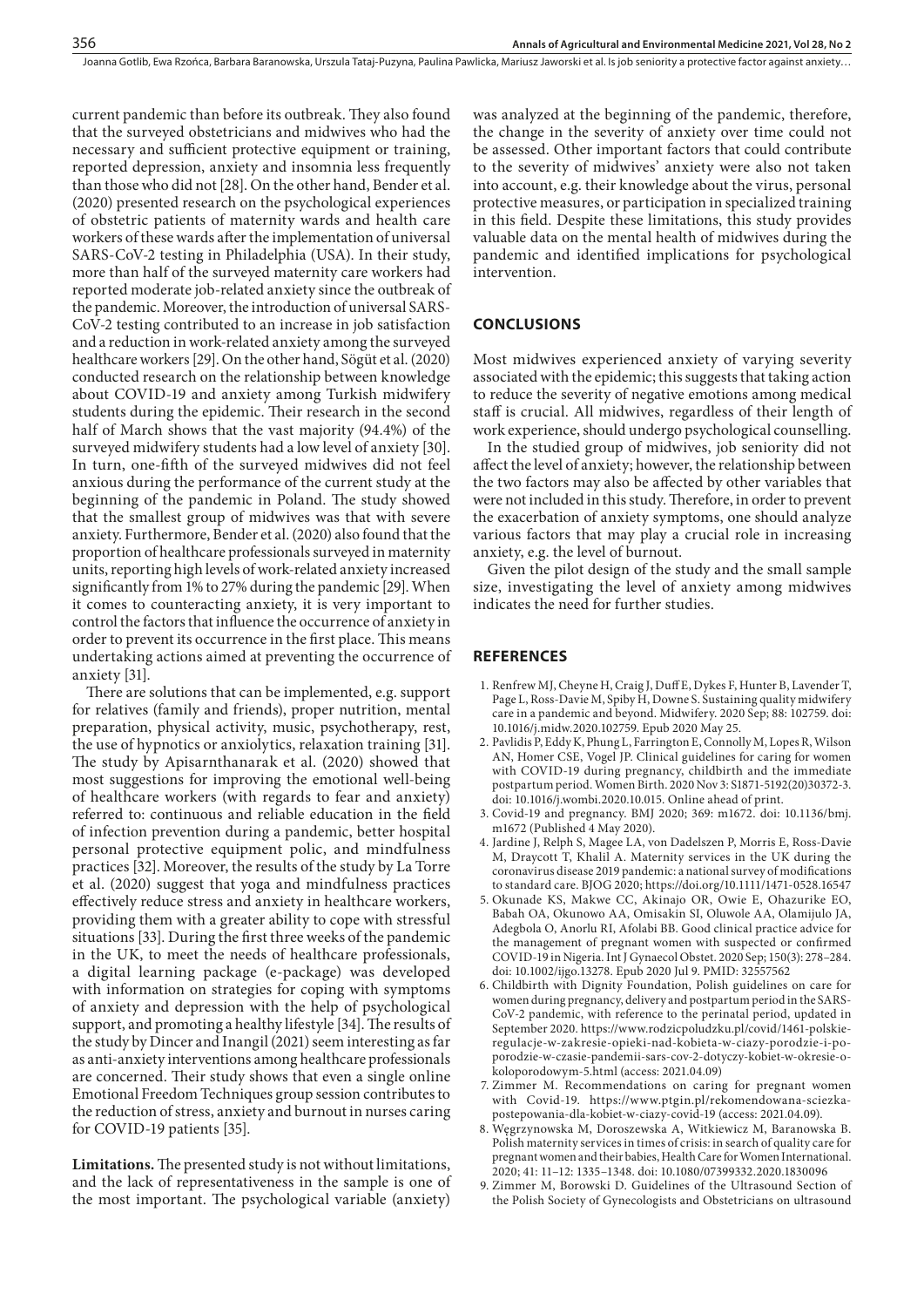current pandemic than before its outbreak. They also found that the surveyed obstetricians and midwives who had the necessary and sufficient protective equipment or training, reported depression, anxiety and insomnia less frequently than those who did not [28]. On the other hand, Bender et al. (2020) presented research on the psychological experiences of obstetric patients of maternity wards and health care workers of these wards after the implementation of universal SARS-CoV-2 testing in Philadelphia (USA). In their study, more than half of the surveyed maternity care workers had reported moderate job-related anxiety since the outbreak of the pandemic. Moreover, the introduction of universal SARS-CoV-2 testing contributed to an increase in job satisfaction and a reduction in work-related anxiety among the surveyed healthcare workers [29]. On the other hand, Sögüt et al. (2020) conducted research on the relationship between knowledge about COVID-19 and anxiety among Turkish midwifery students during the epidemic. Their research in the second half of March shows that the vast majority (94.4%) of the surveyed midwifery students had a low level of anxiety [30]. In turn, one-fifth of the surveyed midwives did not feel anxious during the performance of the current study at the beginning of the pandemic in Poland. The study showed that the smallest group of midwives was that with severe anxiety. Furthermore, Bender et al. (2020) also found that the proportion of healthcare professionals surveyed in maternity units, reporting high levels of work-related anxiety increased significantly from 1% to 27% during the pandemic [29]. When it comes to counteracting anxiety, it is very important to control the factors that influence the occurrence of anxiety in order to prevent its occurrence in the first place. This means undertaking actions aimed at preventing the occurrence of anxiety [31].

There are solutions that can be implemented, e.g. support for relatives (family and friends), proper nutrition, mental preparation, physical activity, music, psychotherapy, rest, the use of hypnotics or anxiolytics, relaxation training [31]. The study by Apisarnthanarak et al. (2020) showed that most suggestions for improving the emotional well-being of healthcare workers (with regards to fear and anxiety) referred to: continuous and reliable education in the field of infection prevention during a pandemic, better hospital personal protective equipment polic, and mindfulness practices [32]. Moreover, the results of the study by La Torre et al. (2020) suggest that yoga and mindfulness practices effectively reduce stress and anxiety in healthcare workers, providing them with a greater ability to cope with stressful situations [33]. During the first three weeks of the pandemic in the UK, to meet the needs of healthcare professionals, a digital learning package (e-package) was developed with information on strategies for coping with symptoms of anxiety and depression with the help of psychological support, and promoting a healthy lifestyle [34]. The results of the study by Dincer and Inangil (2021) seem interesting as far as anti-anxiety interventions among healthcare professionals are concerned. Their study shows that even a single online Emotional Freedom Techniques group session contributes to the reduction of stress, anxiety and burnout in nurses caring for COVID-19 patients [35].

**Limitations.** The presented study is not without limitations, and the lack of representativeness in the sample is one of the most important. The psychological variable (anxiety) was analyzed at the beginning of the pandemic, therefore, the change in the severity of anxiety over time could not be assessed. Other important factors that could contribute to the severity of midwives' anxiety were also not taken into account, e.g. their knowledge about the virus, personal protective measures, or participation in specialized training in this field. Despite these limitations, this study provides valuable data on the mental health of midwives during the pandemic and identified implications for psychological intervention.

## CONCLUSIONS

Most midwives experienced anxiety of varying severity associated with the epidemic; this suggests that taking action to reduce the severity of negative emotions among medical staff is crucial. All midwives, regardless of their length of work experience, should undergo psychological counselling.

In the studied group of midwives, job seniority did not affect the level of anxiety; however, the relationship between the two factors may also be affected by other variables that were not included in this study. Therefore, in order to prevent the exacerbation of anxiety symptoms, one should analyze various factors that may play a crucial role in increasing anxiety, e.g. the level of burnout.

Given the pilot design of the study and the small sample size, investigating the level of anxiety among midwives indicates the need for further studies.

## REFERENCES

1. Renfrew MJ, Cheyne H, Craig J, Duff E, Dykes F, Hunter B, Lavender T, Page L, Ross-Davie M, Spiby H, Downe S. Sustaining quality midwifery care in a pandemic and beyond. Midwifery. 2020 Sep; 88: 102759. doi: 10.1016/j.midw.2020.102759. Epub 2020 May 25.
2. Pavlidis P, Eddy K, Phung L, Farrington E, Connolly M, Lopes R, Wilson AN, Homer CSE, Vogel JP. Clinical guidelines for caring for women with COVID-19 during pregnancy, childbirth and the immediate postpartum period. Women Birth. 2020 Nov 3: S1871-5192(20)30372-3. doi: 10.1016/j.wombi.2020.10.015. Online ahead of print.
3. Covid-19 and pregnancy. BMJ 2020; 369: m1672. doi: 10.1136/bmj.m1672 (Published 4 May 2020).
4. Jardine J, Relph S, Magee LA, von Dadelszen P, Morris E, Ross-Davie M, Draycott T, Khalil A. Maternity services in the UK during the coronavirus disease 2019 pandemic: a national survey of modifications to standard care. BJOG 2020; https://doi.org/10.1111/1471-0528.16547
5. Okunade KS, Makwe CC, Akinajo OR, Owie E, Ohazurike EO, Babah OA, Okunowo AA, Omisakin SI, Oluwole AA, Olamijulo JA, Adegbola O, Anorlu RI, Afolabi BB. Good clinical practice advice for the management of pregnant women with suspected or confirmed COVID-19 in Nigeria. Int J Gynaecol Obstet. 2020 Sep; 150(3): 278–284. doi: 10.1002/ijgo.13278. Epub 2020 Jul 9. PMID: 32557562
6. Childbirth with Dignity Foundation, Polish guidelines on care for women during pregnancy, delivery and postpartum period in the SARS-CoV-2 pandemic, with reference to the perinatal period, updated in September 2020. https://www.rodzicpoludzku.pl/covid/1461-polskie-regulacje-w-zakresie-opieki-nad-kobieta-w-ciazy-porodzie-i-po-porodzie-w-czasie-pandemii-sars-cov-2-dotyczy-kobiet-w-okresie-o-koloporodowym-5.html (access: 2021.04.09)
7. Zimmer M. Recommendations on caring for pregnant women with Covid-19. https://www.ptgin.pl/rekomendowana-sciezka-postepowania-dla-kobiet-w-ciazy-covid-19 (access: 2021.04.09).
8. Węgrzynowska M, Doroszewska A, Witkiewicz M, Baranowska B. Polish maternity services in times of crisis: in search of quality care for pregnant women and their babies, Health Care for Women International. 2020; 41: 11–12: 1335–1348. doi: 10.1080/07399332.2020.1830096
9. Zimmer M, Borowski D. Guidelines of the Ultrasound Section of the Polish Society of Gynecologists and Obstetricians on ultrasound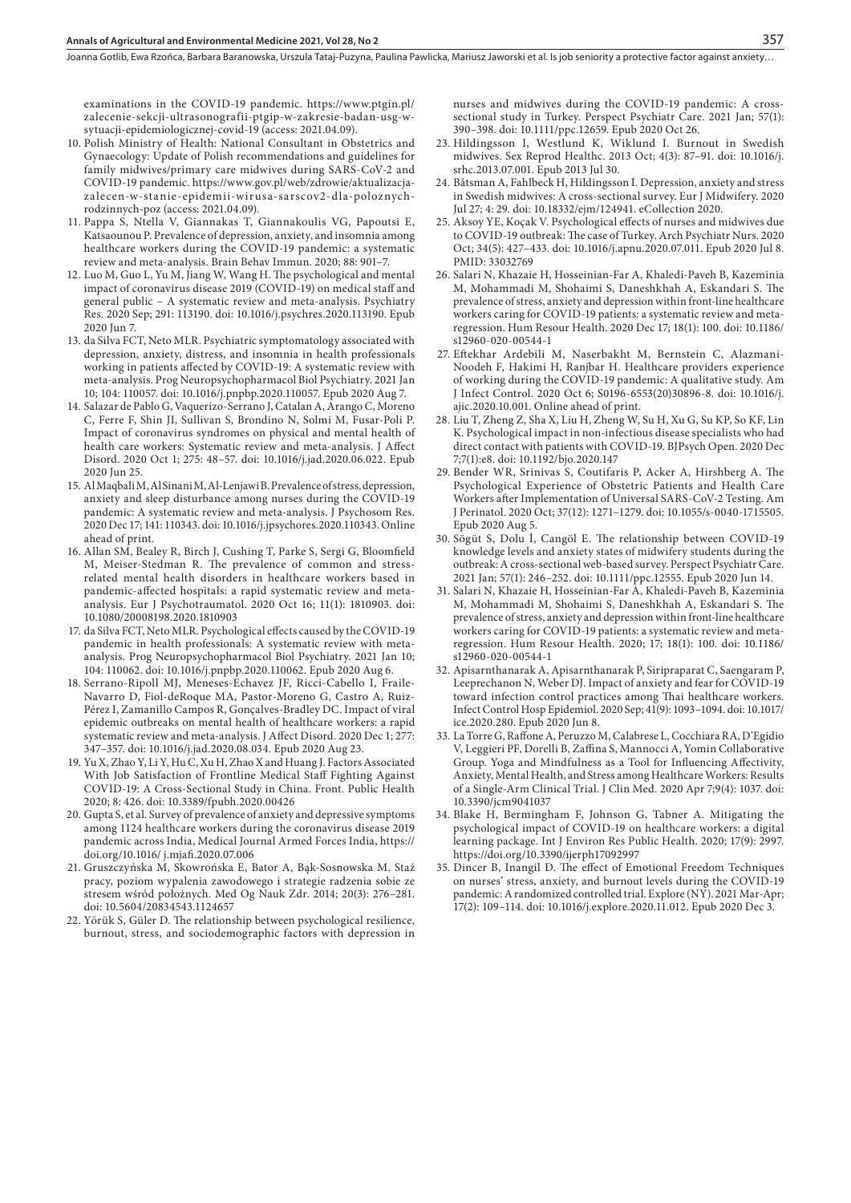examinations in the COVID-19 pandemic. https://www.ptgin.pl/zalecenie-sekcji-ultrasonografii-ptgip-w-zakresie-badan-usg-w-sytuacji-epidemiologicznej-covid-19 (access: 2021.04.09).

10. Polish Ministry of Health: National Consultant in Obstetrics and Gynaecology: Update of Polish recommendations and guidelines for family midwives/primary care midwives during SARS-CoV-2 and COVID-19 pandemic. https://www.gov.pl/web/zdrowie/aktualizacja-zalecen-w-stanie-epidemii-wirusa-sarscov2-dla-poloznych-rodzinnych-poz (access: 2021.04.09).
11. Pappa S, Ntella V, Giannakas T, Giannakoulis VG, Papoutsi E, Katsaounou P. Prevalence of depression, anxiety, and insomnia among healthcare workers during the COVID-19 pandemic: a systematic review and meta-analysis. Brain Behav Immun. 2020; 88: 901–7.
12. Luo M, Guo L, Yu M, Jiang W, Wang H. The psychological and mental impact of coronavirus disease 2019 (COVID-19) on medical staff and general public – A systematic review and meta-analysis. Psychiatry Res. 2020 Sep; 291: 113190. doi: 10.1016/j.psychres.2020.113190. Epub 2020 Jun 7.
13. da Silva FCT, Neto MLR. Psychiatric symptomatology associated with depression, anxiety, distress, and insomnia in health professionals working in patients affected by COVID-19: A systematic review with meta-analysis. Prog Neuropsychopharmacol Biol Psychiatry. 2021 Jan 10; 104: 110057. doi: 10.1016/j.pnpbp.2020.110057. Epub 2020 Aug 7.
14. Salazar de Pablo G, Vaquerizo-Serrano J, Catalan A, Arango C, Moreno C, Ferre F, Shin JI, Sullivan S, Brondino N, Solmi M, Fusar-Poli P. Impact of coronavirus syndromes on physical and mental health of health care workers: Systematic review and meta-analysis. J Affect Disord. 2020 Oct 1; 275: 48–57. doi: 10.1016/j.jad.2020.06.022. Epub 2020 Jun 25.
15. Al Maqbali M, Al Sinani M, Al-Lenjawi B. Prevalence of stress, depression, anxiety and sleep disturbance among nurses during the COVID-19 pandemic: A systematic review and meta-analysis. J Psychosom Res. 2020 Dec 17; 141: 110343. doi: 10.1016/j.jpsychores.2020.110343. Online ahead of print.
16. Allan SM, Bealey R, Birch J, Cushing T, Parke S, Sergi G, Bloomfield M, Meiser-Stedman R. The prevalence of common and stress-related mental health disorders in healthcare workers based in pandemic-affected hospitals: a rapid systematic review and meta-analysis. Eur J Psychotraumatol. 2020 Oct 16; 11(1): 1810903. doi: 10.1080/20008198.2020.1810903
17. da Silva FCT, Neto MLR. Psychological effects caused by the COVID-19 pandemic in health professionals: A systematic review with meta-analysis. Prog Neuropsychopharmacol Biol Psychiatry. 2021 Jan 10; 104: 110062. doi: 10.1016/j.pnpbp.2020.110062. Epub 2020 Aug 6.
18. Serrano-Ripoll MJ, Meneses-Echavez JF, Ricci-Cabello I, Fraile-Navarro D, Fiol-deRoque MA, Pastor-Moreno G, Castro A, Ruiz-Pérez I, Zamanillo Campos R, Gonçalves-Bradley DC. Impact of viral epidemic outbreaks on mental health of healthcare workers: a rapid systematic review and meta-analysis. J Affect Disord. 2020 Dec 1; 277: 347–357. doi: 10.1016/j.jad.2020.08.034. Epub 2020 Aug 23.
19. Yu X, Zhao Y, Li Y, Hu C, Xu H, Zhao X and Huang J. Factors Associated With Job Satisfaction of Frontline Medical Staff Fighting Against COVID-19: A Cross-Sectional Study in China. Front. Public Health 2020; 8: 426. doi: 10.3389/fpubh.2020.00426
20. Gupta S, et al. Survey of prevalence of anxiety and depressive symptoms among 1124 healthcare workers during the coronavirus disease 2019 pandemic across India, Medical Journal Armed Forces India, https://doi.org/10.1016/ j.mjafi.2020.07.006
21. Gruszczyńska M, Skowrońska E, Bator A, Bąk-Sosnowska M. Staż pracy, poziom wypalenia zawodowego i strategie radzenia sobie ze stresem wśród położnych. Med Og Nauk Zdr. 2014; 20(3): 276–281. doi: 10.5604/20834543.1124657
22. Yörük S, Güler D. The relationship between psychological resilience, burnout, stress, and sociodemographic factors with depression in nurses and midwives during the COVID-19 pandemic: A cross-sectional study in Turkey. Perspect Psychiatr Care. 2021 Jan; 57(1): 390–398. doi: 10.1111/ppc.12659. Epub 2020 Oct 26.
23. Hildingsson I, Westlund K, Wiklund I. Burnout in Swedish midwives. Sex Reprod Healthc. 2013 Oct; 4(3): 87–91. doi: 10.1016/j.srhc.2013.07.001. Epub 2013 Jul 30.
24. Båtsman A, Fahlbeck H, Hildingsson I. Depression, anxiety and stress in Swedish midwives: A cross-sectional survey. Eur J Midwifery. 2020 Jul 27; 4: 29. doi: 10.18332/ejm/124941. eCollection 2020.
25. Aksoy YE, Koçak V. Psychological effects of nurses and midwives due to COVID-19 outbreak: The case of Turkey. Arch Psychiatr Nurs. 2020 Oct; 34(5): 427–433. doi: 10.1016/j.apnu.2020.07.011. Epub 2020 Jul 8. PMID: 33032769
26. Salari N, Khazaie H, Hosseinian-Far A, Khaledi-Paveh B, Kazeminia M, Mohammadi M, Shohaimi S, Daneshkhah A, Eskandari S. The prevalence of stress, anxiety and depression within front-line healthcare workers caring for COVID-19 patients: a systematic review and meta-regression. Hum Resour Health. 2020 Dec 17; 18(1): 100. doi: 10.1186/s12960-020-00544-1
27. Eftekhar Ardebili M, Naserbakht M, Bernstein C, Alazmani-Noodeh F, Hakimi H, Ranjbar H. Healthcare providers experience of working during the COVID-19 pandemic: A qualitative study. Am J Infect Control. 2020 Oct 6; S0196-6553(20)30896-8. doi: 10.1016/j.ajic.2020.10.001. Online ahead of print.
28. Liu T, Zheng Z, Sha X, Liu H, Zheng W, Su H, Xu G, Su KP, So KF, Lin K. Psychological impact in non-infectious disease specialists who had direct contact with patients with COVID-19. BJPsych Open. 2020 Dec 7;7(1):e8. doi: 10.1192/bjo.2020.147
29. Bender WR, Srinivas S, Coutifaris P, Acker A, Hirshberg A. The Psychological Experience of Obstetric Patients and Health Care Workers after Implementation of Universal SARS-CoV-2 Testing. Am J Perinatol. 2020 Oct; 37(12): 1271–1279. doi: 10.1055/s-0040-1715505. Epub 2020 Aug 5.
30. Sögüt S, Dolu İ, Cangöl E. The relationship between COVID-19 knowledge levels and anxiety states of midwifery students during the outbreak: A cross-sectional web-based survey. Perspect Psychiatr Care. 2021 Jan; 57(1): 246–252. doi: 10.1111/ppc.12555. Epub 2020 Jun 14.
31. Salari N, Khazaie H, Hosseinian-Far A, Khaledi-Paveh B, Kazeminia M, Mohammadi M, Shohaimi S, Daneshkhah A, Eskandari S. The prevalence of stress, anxiety and depression within front-line healthcare workers caring for COVID-19 patients: a systematic review and meta-regression. Hum Resour Health. 2020; 17; 18(1): 100. doi: 10.1186/s12960-020-00544-1
32. Apisarnthanarak A, Apisarnthanarak P, Siripraparat C, Saengaram P, Leeprechanon N, Weber DJ. Impact of anxiety and fear for COVID-19 toward infection control practices among Thai healthcare workers. Infect Control Hosp Epidemiol. 2020 Sep; 41(9): 1093–1094. doi: 10.1017/ice.2020.280. Epub 2020 Jun 8.
33. La Torre G, Raffone A, Peruzzo M, Calabrese L, Cocchiara RA, D'Egidio V, Leggieri PF, Dorelli B, Zaffina S, Mannocci A, Yomin Collaborative Group. Yoga and Mindfulness as a Tool for Influencing Affectivity, Anxiety, Mental Health, and Stress among Healthcare Workers: Results of a Single-Arm Clinical Trial. J Clin Med. 2020 Apr 7;9(4): 1037. doi: 10.3390/jcm9041037
34. Blake H, Bermingham F, Johnson G, Tabner A. Mitigating the psychological impact of COVID-19 on healthcare workers: a digital learning package. Int J Environ Res Public Health. 2020; 17(9): 2997. https://doi.org/10.3390/ijerph17092997
35. Dincer B, Inangil D. The effect of Emotional Freedom Techniques on nurses' stress, anxiety, and burnout levels during the COVID-19 pandemic: A randomized controlled trial. Explore (NY). 2021 Mar-Apr; 17(2): 109–114. doi: 10.1016/j.explore.2020.11.012. Epub 2020 Dec 3.